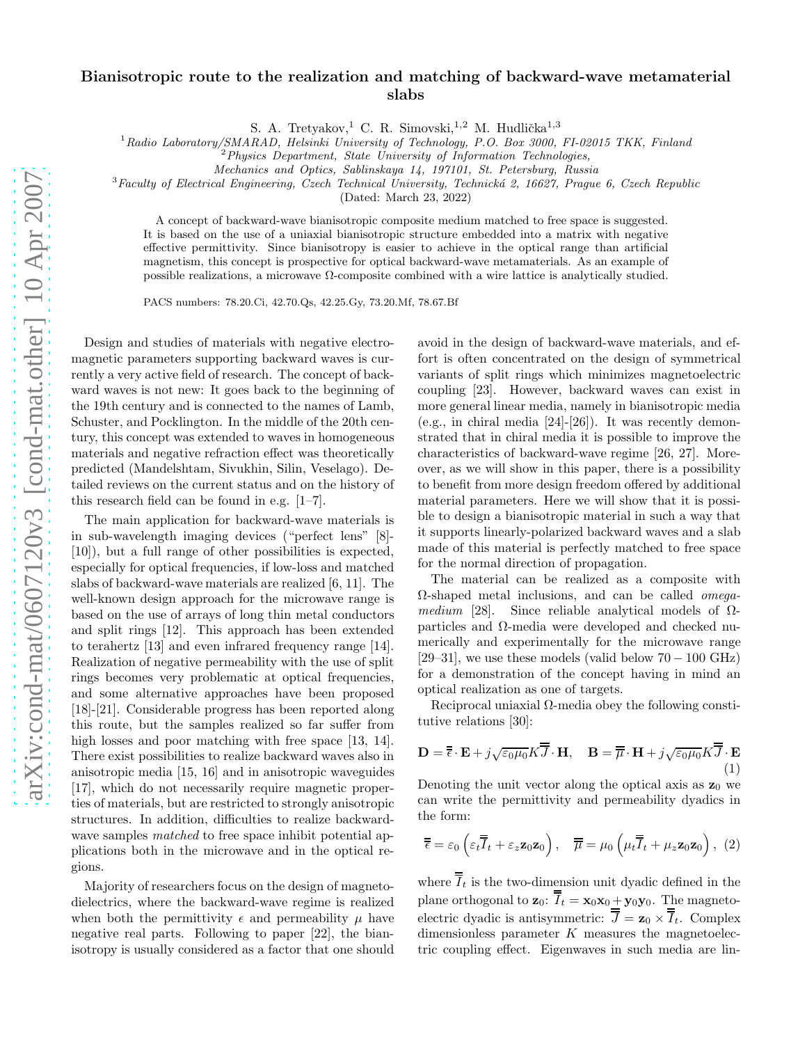# Bianisotropic route to the realization and matching of backward-wave metamaterial slabs

S. A. Tretyakov,[1] C. R. Simovski,[1,2] M. Hudlička[1,3]

[1] *Radio Laboratory/SMARAD, Helsinki University of Technology, P.O. Box 3000, FI-02015 TKK, Finland*
[2] *Physics Department, State University of Information Technologies, Mechanics and Optics, Sablinskaya 14, 197101, St. Petersburg, Russia*
[3] *Faculty of Electrical Engineering, Czech Technical University, Technická 2, 16627, Prague 6, Czech Republic*

(Dated: March 23, 2022)

A concept of backward-wave bianisotropic composite medium matched to free space is suggested. It is based on the use of a uniaxial bianisotropic structure embedded into a matrix with negative effective permittivity. Since bianisotropy is easier to achieve in the optical range than artificial magnetism, this concept is prospective for optical backward-wave metamaterials. As an example of possible realizations, a microwave Ω-composite combined with a wire lattice is analytically studied.

PACS numbers: 78.20.Ci, 42.70.Qs, 42.25.Gy, 73.20.Mf, 78.67.Bf

Design and studies of materials with negative electromagnetic parameters supporting backward waves is currently a very active field of research. The concept of backward waves is not new: It goes back to the beginning of the 19th century and is connected to the names of Lamb, Schuster, and Pocklington. In the middle of the 20th century, this concept was extended to waves in homogeneous materials and negative refraction effect was theoretically predicted (Mandelshtam, Sivukhin, Silin, Veselago). Detailed reviews on the current status and on the history of this research field can be found in e.g. [1–7].

The main application for backward-wave materials is in sub-wavelength imaging devices ("perfect lens" [8]-[10]), but a full range of other possibilities is expected, especially for optical frequencies, if low-loss and matched slabs of backward-wave materials are realized [6, 11]. The well-known design approach for the microwave range is based on the use of arrays of long thin metal conductors and split rings [12]. This approach has been extended to terahertz [13] and even infrared frequency range [14]. Realization of negative permeability with the use of split rings becomes very problematic at optical frequencies, and some alternative approaches have been proposed [18]-[21]. Considerable progress has been reported along this route, but the samples realized so far suffer from high losses and poor matching with free space [13, 14]. There exist possibilities to realize backward waves also in anisotropic media [15, 16] and in anisotropic waveguides [17], which do not necessarily require magnetic properties of materials, but are restricted to strongly anisotropic structures. In addition, difficulties to realize backward-wave samples *matched* to free space inhibit potential applications both in the microwave and in the optical regions.

Majority of researchers focus on the design of magneto-dielectrics, where the backward-wave regime is realized when both the permittivity $\epsilon$ and permeability $\mu$ have negative real parts. Following to paper [22], the bianisotropy is usually considered as a factor that one should avoid in the design of backward-wave materials, and effort is often concentrated on the design of symmetrical variants of split rings which minimizes magnetoelectric coupling [23]. However, backward waves can exist in more general linear media, namely in bianisotropic media (e.g., in chiral media [24]-[26]). It was recently demonstrated that in chiral media it is possible to improve the characteristics of backward-wave regime [26, 27]. Moreover, as we will show in this paper, there is a possibility to benefit from more design freedom offered by additional material parameters. Here we will show that it is possible to design a bianisotropic material in such a way that it supports linearly-polarized backward waves and a slab made of this material is perfectly matched to free space for the normal direction of propagation.

The material can be realized as a composite with Ω-shaped metal inclusions, and can be called *omega-medium* [28]. Since reliable analytical models of Ω-particles and Ω-media were developed and checked numerically and experimentally for the microwave range [29–31], we use these models (valid below $70-100$ GHz) for a demonstration of the concept having in mind an optical realization as one of targets.

Reciprocal uniaxial Ω-media obey the following constitutive relations [30]:

$$\mathbf{D} = \overline{\overline{\epsilon}}\cdot\mathbf{E} + j\sqrt{\varepsilon_0\mu_0}K\overline{\overline{J}}\cdot\mathbf{H}, \quad \mathbf{B} = \overline{\overline{\mu}}\cdot\mathbf{H} + j\sqrt{\varepsilon_0\mu_0}K\overline{\overline{J}}\cdot\mathbf{E} \tag{1}$$

Denoting the unit vector along the optical axis as $\mathbf{z}_0$ we can write the permittivity and permeability dyadics in the form:

$$\overline{\overline{\epsilon}} = \varepsilon_0\left(\varepsilon_t\overline{\overline{I}}_t + \varepsilon_z\mathbf{z}_0\mathbf{z}_0\right), \quad \overline{\overline{\mu}} = \mu_0\left(\mu_t\overline{\overline{I}}_t + \mu_z\mathbf{z}_0\mathbf{z}_0\right), \tag{2}$$

where $\overline{\overline{I}}_t$ is the two-dimension unit dyadic defined in the plane orthogonal to $\mathbf{z}_0$: $\overline{\overline{I}}_t = \mathbf{x}_0\mathbf{x}_0 + \mathbf{y}_0\mathbf{y}_0$. The magnetoelectric dyadic is antisymmetric: $\overline{\overline{J}} = \mathbf{z}_0\times\overline{\overline{I}}_t$. Complex dimensionless parameter $K$ measures the magnetoelectric coupling effect. Eigenwaves in such media are lin-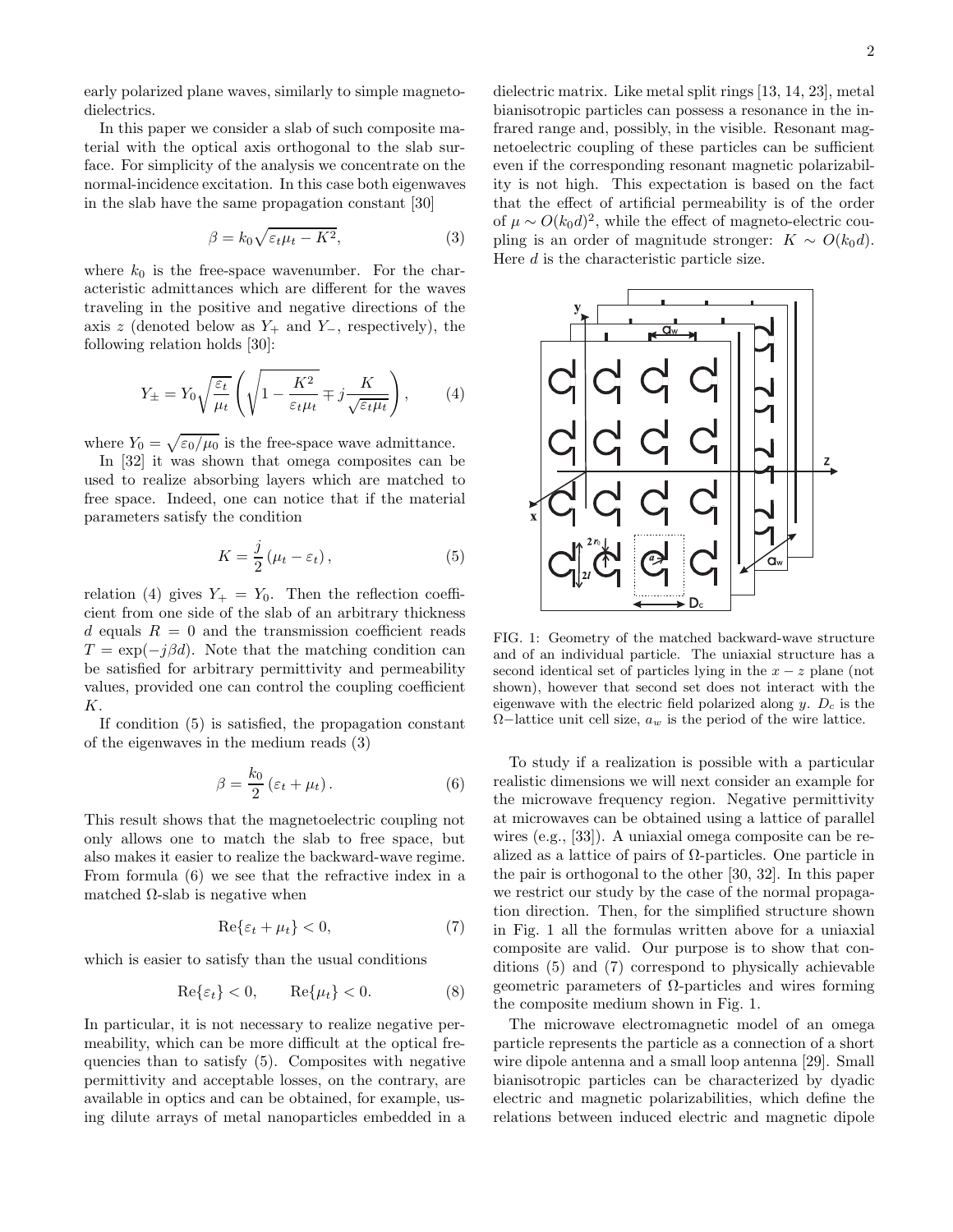early polarized plane waves, similarly to simple magneto-dielectrics.

In this paper we consider a slab of such composite material with the optical axis orthogonal to the slab surface. For simplicity of the analysis we concentrate on the normal-incidence excitation. In this case both eigenwaves in the slab have the same propagation constant [30]

$$\beta = k_0\sqrt{\varepsilon_t\mu_t - K^2}, \tag{3}$$

where $k_0$ is the free-space wavenumber. For the characteristic admittances which are different for the waves traveling in the positive and negative directions of the axis $z$ (denoted below as $Y_+$ and $Y_-$, respectively), the following relation holds [30]:

$$Y_\pm = Y_0\sqrt{\frac{\varepsilon_t}{\mu_t}}\left(\sqrt{1-\frac{K^2}{\varepsilon_t\mu_t}} \mp j\frac{K}{\sqrt{\varepsilon_t\mu_t}}\right), \tag{4}$$

where $Y_0 = \sqrt{\varepsilon_0/\mu_0}$ is the free-space wave admittance.

In [32] it was shown that omega composites can be used to realize absorbing layers which are matched to free space. Indeed, one can notice that if the material parameters satisfy the condition

$$K = \frac{j}{2}\left(\mu_t - \varepsilon_t\right), \tag{5}$$

relation (4) gives $Y_+ = Y_0$. Then the reflection coefficient from one side of the slab of an arbitrary thickness $d$ equals $R = 0$ and the transmission coefficient reads $T = \exp(-j\beta d)$. Note that the matching condition can be satisfied for arbitrary permittivity and permeability values, provided one can control the coupling coefficient $K$.

If condition (5) is satisfied, the propagation constant of the eigenwaves in the medium reads (3)

$$\beta = \frac{k_0}{2}\left(\varepsilon_t + \mu_t\right). \tag{6}$$

This result shows that the magnetoelectric coupling not only allows one to match the slab to free space, but also makes it easier to realize the backward-wave regime. From formula (6) we see that the refractive index in a matched $\Omega$-slab is negative when

$$\mathrm{Re}\{\varepsilon_t + \mu_t\} < 0, \tag{7}$$

which is easier to satisfy than the usual conditions

$$\mathrm{Re}\{\varepsilon_t\} < 0, \qquad \mathrm{Re}\{\mu_t\} < 0. \tag{8}$$

In particular, it is not necessary to realize negative permeability, which can be more difficult at the optical frequencies than to satisfy (5). Composites with negative permittivity and acceptable losses, on the contrary, are available in optics and can be obtained, for example, using dilute arrays of metal nanoparticles embedded in a dielectric matrix. Like metal split rings [13, 14, 23], metal bianisotropic particles can possess a resonance in the infrared range and, possibly, in the visible. Resonant magnetoelectric coupling of these particles can be sufficient even if the corresponding resonant magnetic polarizability is not high. This expectation is based on the fact that the effect of artificial permeability is of the order of $\mu \sim O(k_0 d)^2$, while the effect of magneto-electric coupling is an order of magnitude stronger: $K \sim O(k_0 d)$. Here $d$ is the characteristic particle size.

FIG. 1: Geometry of the matched backward-wave structure and of an individual particle. The uniaxial structure has a second identical set of particles lying in the $x-z$ plane (not shown), however that second set does not interact with the eigenwave with the electric field polarized along $y$. $D_c$ is the $\Omega-$lattice unit cell size, $a_w$ is the period of the wire lattice.

To study if a realization is possible with a particular realistic dimensions we will next consider an example for the microwave frequency region. Negative permittivity at microwaves can be obtained using a lattice of parallel wires (e.g., [33]). A uniaxial omega composite can be realized as a lattice of pairs of $\Omega$-particles. One particle in the pair is orthogonal to the other [30, 32]. In this paper we restrict our study by the case of the normal propagation direction. Then, for the simplified structure shown in Fig. 1 all the formulas written above for a uniaxial composite are valid. Our purpose is to show that conditions (5) and (7) correspond to physically achievable geometric parameters of $\Omega$-particles and wires forming the composite medium shown in Fig. 1.

The microwave electromagnetic model of an omega particle represents the particle as a connection of a short wire dipole antenna and a small loop antenna [29]. Small bianisotropic particles can be characterized by dyadic electric and magnetic polarizabilities, which define the relations between induced electric and magnetic dipole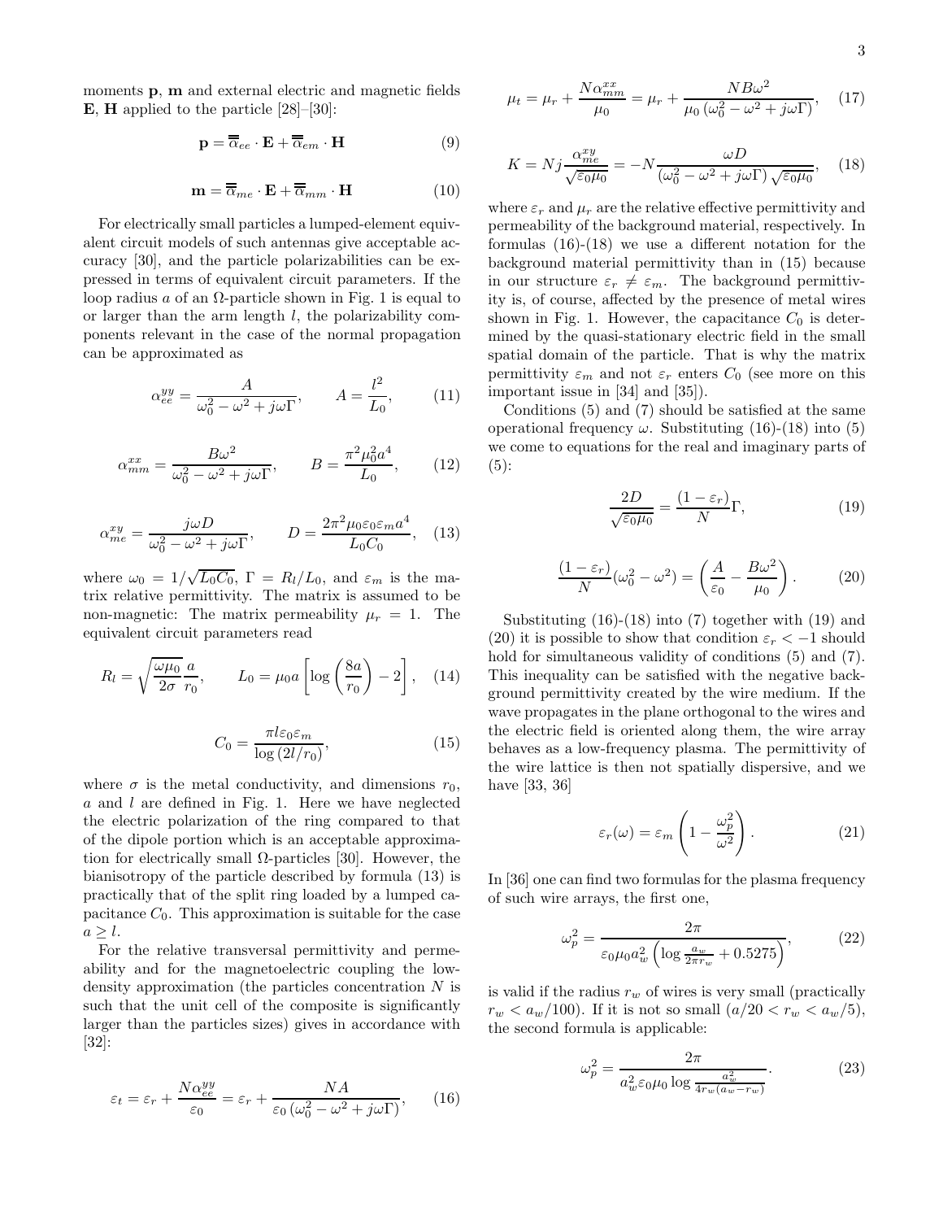moments $\mathbf{p}$, $\mathbf{m}$ and external electric and magnetic fields $\mathbf{E}$, $\mathbf{H}$ applied to the particle [28]–[30]:

$$\mathbf{p} = \overline{\overline{\alpha}}_{ee} \cdot \mathbf{E} + \overline{\overline{\alpha}}_{em} \cdot \mathbf{H} \tag{9}$$

$$\mathbf{m} = \overline{\overline{\alpha}}_{me} \cdot \mathbf{E} + \overline{\overline{\alpha}}_{mm} \cdot \mathbf{H} \tag{10}$$

For electrically small particles a lumped-element equivalent circuit models of such antennas give acceptable accuracy [30], and the particle polarizabilities can be expressed in terms of equivalent circuit parameters. If the loop radius $a$ of an $\Omega$-particle shown in Fig. 1 is equal to or larger than the arm length $l$, the polarizability components relevant in the case of the normal propagation can be approximated as

$$\alpha_{ee}^{yy} = \frac{A}{\omega_0^2 - \omega^2 + j\omega\Gamma}, \qquad A = \frac{l^2}{L_0}, \tag{11}$$

$$\alpha_{mm}^{xx} = \frac{B\omega^2}{\omega_0^2 - \omega^2 + j\omega\Gamma}, \qquad B = \frac{\pi^2 \mu_0^2 a^4}{L_0}, \tag{12}$$

$$\alpha_{me}^{xy} = \frac{j\omega D}{\omega_0^2 - \omega^2 + j\omega\Gamma}, \qquad D = \frac{2\pi^2 \mu_0 \varepsilon_0 \varepsilon_m a^4}{L_0 C_0}, \tag{13}$$

where $\omega_0 = 1/\sqrt{L_0 C_0}$, $\Gamma = R_l/L_0$, and $\varepsilon_m$ is the matrix relative permittivity. The matrix is assumed to be non-magnetic: The matrix permeability $\mu_r = 1$. The equivalent circuit parameters read

$$R_l = \sqrt{\frac{\omega\mu_0}{2\sigma}} \frac{a}{r_0}, \qquad L_0 = \mu_0 a \left[\log\left(\frac{8a}{r_0}\right) - 2\right], \tag{14}$$

$$C_0 = \frac{\pi l \varepsilon_0 \varepsilon_m}{\log(2l/r_0)}, \tag{15}$$

where $\sigma$ is the metal conductivity, and dimensions $r_0$, $a$ and $l$ are defined in Fig. 1. Here we have neglected the electric polarization of the ring compared to that of the dipole portion which is an acceptable approximation for electrically small $\Omega$-particles [30]. However, the bianisotropy of the particle described by formula (13) is practically that of the split ring loaded by a lumped capacitance $C_0$. This approximation is suitable for the case $a \geq l$.

For the relative transversal permittivity and permeability and for the magnetoelectric coupling the low-density approximation (the particles concentration $N$ is such that the unit cell of the composite is significantly larger than the particles sizes) gives in accordance with [32]:

$$\varepsilon_t = \varepsilon_r + \frac{N\alpha_{ee}^{yy}}{\varepsilon_0} = \varepsilon_r + \frac{NA}{\varepsilon_0(\omega_0^2 - \omega^2 + j\omega\Gamma)}, \tag{16}$$

$$\mu_t = \mu_r + \frac{N\alpha_{mm}^{xx}}{\mu_0} = \mu_r + \frac{NB\omega^2}{\mu_0(\omega_0^2 - \omega^2 + j\omega\Gamma)}, \tag{17}$$

$$K = Nj\frac{\alpha_{me}^{xy}}{\sqrt{\varepsilon_0\mu_0}} = -N\frac{\omega D}{(\omega_0^2 - \omega^2 + j\omega\Gamma)\sqrt{\varepsilon_0\mu_0}}, \tag{18}$$

where $\varepsilon_r$ and $\mu_r$ are the relative effective permittivity and permeability of the background material, respectively. In formulas (16)-(18) we use a different notation for the background material permittivity than in (15) because in our structure $\varepsilon_r \neq \varepsilon_m$. The background permittivity is, of course, affected by the presence of metal wires shown in Fig. 1. However, the capacitance $C_0$ is determined by the quasi-stationary electric field in the small spatial domain of the particle. That is why the matrix permittivity $\varepsilon_m$ and not $\varepsilon_r$ enters $C_0$ (see more on this important issue in [34] and [35]).

Conditions (5) and (7) should be satisfied at the same operational frequency $\omega$. Substituting (16)-(18) into (5) we come to equations for the real and imaginary parts of (5):

$$\frac{2D}{\sqrt{\varepsilon_0\mu_0}} = \frac{(1-\varepsilon_r)}{N}\Gamma, \tag{19}$$

$$\frac{(1-\varepsilon_r)}{N}(\omega_0^2 - \omega^2) = \left(\frac{A}{\varepsilon_0} - \frac{B\omega^2}{\mu_0}\right). \tag{20}$$

Substituting (16)-(18) into (7) together with (19) and (20) it is possible to show that condition $\varepsilon_r < -1$ should hold for simultaneous validity of conditions (5) and (7). This inequality can be satisfied with the negative background permittivity created by the wire medium. If the wave propagates in the plane orthogonal to the wires and the electric field is oriented along them, the wire array behaves as a low-frequency plasma. The permittivity of the wire lattice is then not spatially dispersive, and we have [33, 36]

$$\varepsilon_r(\omega) = \varepsilon_m\left(1 - \frac{\omega_p^2}{\omega^2}\right). \tag{21}$$

In [36] one can find two formulas for the plasma frequency of such wire arrays, the first one,

$$\omega_p^2 = \frac{2\pi}{\varepsilon_0\mu_0 a_w^2\left(\log\frac{a_w}{2\pi r_w} + 0.5275\right)}, \tag{22}$$

is valid if the radius $r_w$ of wires is very small (practically $r_w < a_w/100$). If it is not so small ($a/20 < r_w < a_w/5$), the second formula is applicable:

$$\omega_p^2 = \frac{2\pi}{a_w^2\varepsilon_0\mu_0\log\frac{a_w^2}{4r_w(a_w - r_w)}}. \tag{23}$$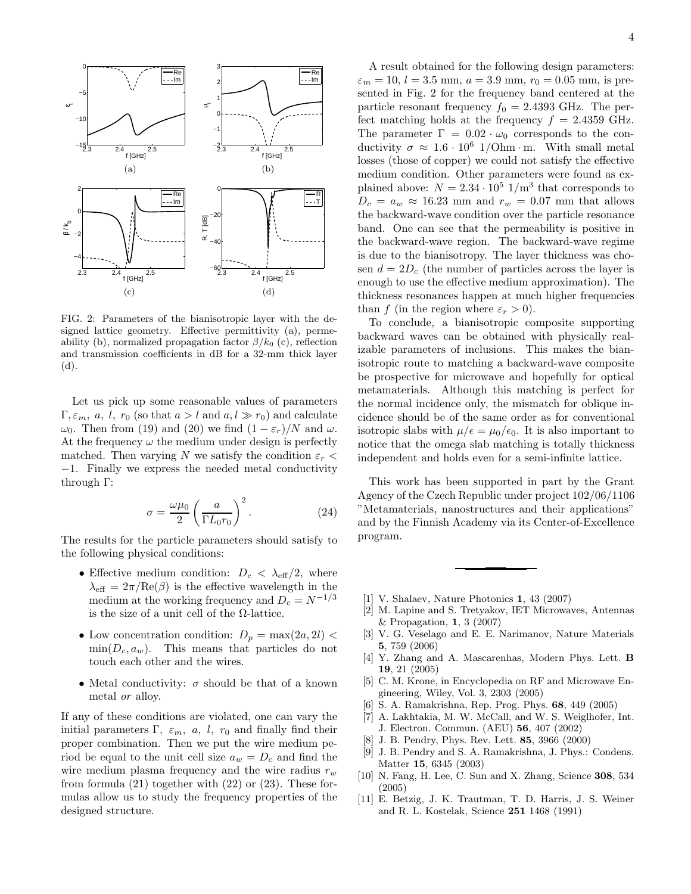FIG. 2: Parameters of the bianisotropic layer with the designed lattice geometry. Effective permittivity (a), permeability (b), normalized propagation factor $\beta/k_0$ (c), reflection and transmission coefficients in dB for a 32-mm thick layer (d).

Let us pick up some reasonable values of parameters $\Gamma, \varepsilon_m,\ a,\ l,\ r_0$ (so that $a > l$ and $a, l \gg r_0$) and calculate $\omega_0$. Then from (19) and (20) we find $(1-\varepsilon_r)/N$ and $\omega$. At the frequency $\omega$ the medium under design is perfectly matched. Then varying $N$ we satisfy the condition $\varepsilon_r < -1$. Finally we express the needed metal conductivity through $\Gamma$:

$$\sigma = \frac{\omega \mu_0}{2} \left( \frac{a}{\Gamma L_0 r_0} \right)^2. \tag{24}$$

The results for the particle parameters should satisfy to the following physical conditions:

- Effective medium condition: $D_c < \lambda_{\rm eff}/2$, where $\lambda_{\rm eff} = 2\pi/{\rm Re}(\beta)$ is the effective wavelength in the medium at the working frequency and $D_c = N^{-1/3}$ is the size of a unit cell of the $\Omega$-lattice.
- Low concentration condition: $D_p = \max(2a, 2l) < \min(D_c, a_w)$. This means that particles do not touch each other and the wires.
- Metal conductivity: $\sigma$ should be that of a known metal *or* alloy.

If any of these conditions are violated, one can vary the initial parameters $\Gamma,\ \varepsilon_m,\ a,\ l,\ r_0$ and finally find their proper combination. Then we put the wire medium period be equal to the unit cell size $a_w = D_c$ and find the wire medium plasma frequency and the wire radius $r_w$ from formula (21) together with (22) or (23). These formulas allow us to study the frequency properties of the designed structure.

A result obtained for the following design parameters: $\varepsilon_m = 10$, $l = 3.5$ mm, $a = 3.9$ mm, $r_0 = 0.05$ mm, is presented in Fig. 2 for the frequency band centered at the particle resonant frequency $f_0 = 2.4393$ GHz. The perfect matching holds at the frequency $f = 2.4359$ GHz. The parameter $\Gamma = 0.02 \cdot \omega_0$ corresponds to the conductivity $\sigma \approx 1.6 \cdot 10^6$ 1/Ohm·m. With small metal losses (those of copper) we could not satisfy the effective medium condition. Other parameters were found as explained above: $N = 2.34 \cdot 10^5$ 1/m$^3$ that corresponds to $D_c = a_w \approx 16.23$ mm and $r_w = 0.07$ mm that allows the backward-wave condition over the particle resonance band. One can see that the permeability is positive in the backward-wave region. The backward-wave regime is due to the bianisotropy. The layer thickness was chosen $d = 2D_c$ (the number of particles across the layer is enough to use the effective medium approximation). The thickness resonances happen at much higher frequencies than $f$ (in the region where $\varepsilon_r > 0$).

To conclude, a bianisotropic composite supporting backward waves can be obtained with physically realizable parameters of inclusions. This makes the bianisotropic route to matching a backward-wave composite be prospective for microwave and hopefully for optical metamaterials. Although this matching is perfect for the normal incidence only, the mismatch for oblique incidence should be of the same order as for conventional isotropic slabs with $\mu/\epsilon = \mu_0/\epsilon_0$. It is also important to notice that the omega slab matching is totally thickness independent and holds even for a semi-infinite lattice.

This work has been supported in part by the Grant Agency of the Czech Republic under project 102/06/1106 "Metamaterials, nanostructures and their applications" and by the Finnish Academy via its Center-of-Excellence program.

---

[1] V. Shalaev, Nature Photonics **1**, 43 (2007)

[2] M. Lapine and S. Tretyakov, IET Microwaves, Antennas & Propagation, **1**, 3 (2007)

[3] V. G. Veselago and E. E. Narimanov, Nature Materials **5**, 759 (2006)

[4] Y. Zhang and A. Mascarenhas, Modern Phys. Lett. **B 19**, 21 (2005)

[5] C. M. Krone, in Encyclopedia on RF and Microwave Engineering, Wiley, Vol. 3, 2303 (2005)

[6] S. A. Ramakrishna, Rep. Prog. Phys. **68**, 449 (2005)

[7] A. Lakhtakia, M. W. McCall, and W. S. Weiglhofer, Int. J. Electron. Commun. (AEU) **56**, 407 (2002)

[8] J. B. Pendry, Phys. Rev. Lett. **85**, 3966 (2000)

[9] J. B. Pendry and S. A. Ramakrishna, J. Phys.: Condens. Matter **15**, 6345 (2003)

[10] N. Fang, H. Lee, C. Sun and X. Zhang, Science **308**, 534 (2005)

[11] E. Betzig, J. K. Trautman, T. D. Harris, J. S. Weiner and R. L. Kostelak, Science **251** 1468 (1991)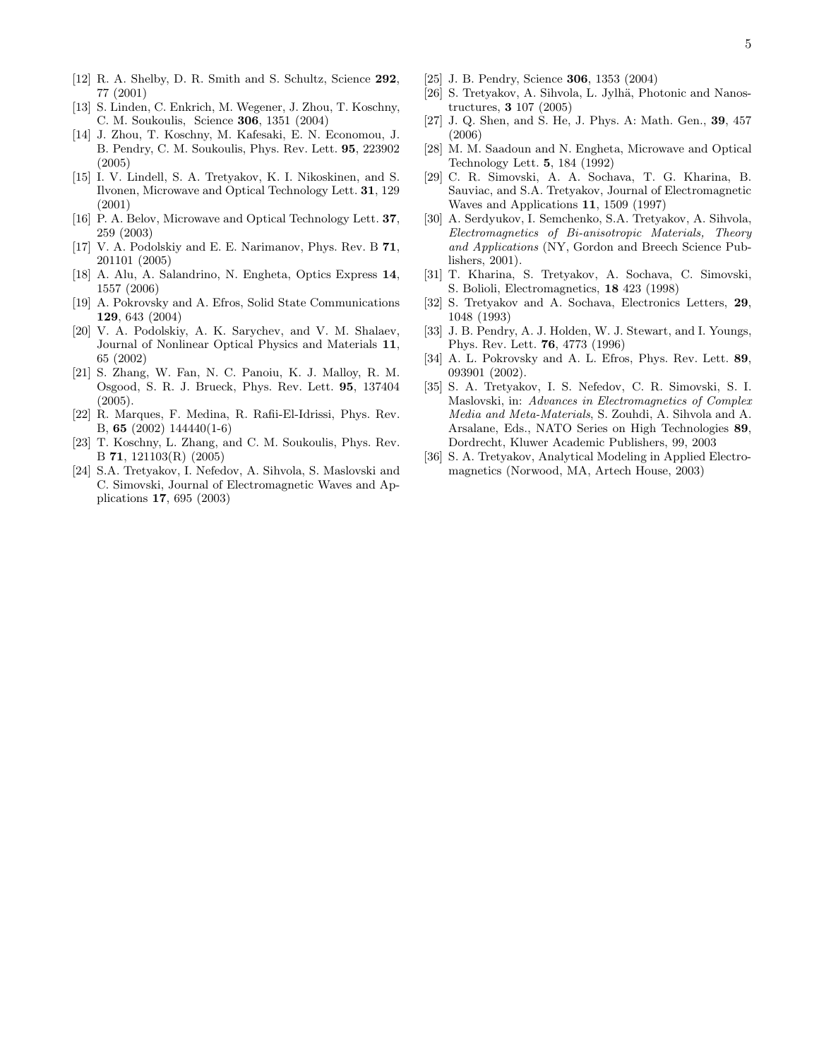[12] R. A. Shelby, D. R. Smith and S. Schultz, Science **292**, 77 (2001)

[13] S. Linden, C. Enkrich, M. Wegener, J. Zhou, T. Koschny, C. M. Soukoulis, Science **306**, 1351 (2004)

[14] J. Zhou, T. Koschny, M. Kafesaki, E. N. Economou, J. B. Pendry, C. M. Soukoulis, Phys. Rev. Lett. **95**, 223902 (2005)

[15] I. V. Lindell, S. A. Tretyakov, K. I. Nikoskinen, and S. Ilvonen, Microwave and Optical Technology Lett. **31**, 129 (2001)

[16] P. A. Belov, Microwave and Optical Technology Lett. **37**, 259 (2003)

[17] V. A. Podolskiy and E. E. Narimanov, Phys. Rev. B **71**, 201101 (2005)

[18] A. Alu, A. Salandrino, N. Engheta, Optics Express **14**, 1557 (2006)

[19] A. Pokrovsky and A. Efros, Solid State Communications **129**, 643 (2004)

[20] V. A. Podolskiy, A. K. Sarychev, and V. M. Shalaev, Journal of Nonlinear Optical Physics and Materials **11**, 65 (2002)

[21] S. Zhang, W. Fan, N. C. Panoiu, K. J. Malloy, R. M. Osgood, S. R. J. Brueck, Phys. Rev. Lett. **95**, 137404 (2005).

[22] R. Marques, F. Medina, R. Rafii-El-Idrissi, Phys. Rev. B, **65** (2002) 144440(1-6)

[23] T. Koschny, L. Zhang, and C. M. Soukoulis, Phys. Rev. B **71**, 121103(R) (2005)

[24] S.A. Tretyakov, I. Nefedov, A. Sihvola, S. Maslovski and C. Simovski, Journal of Electromagnetic Waves and Applications **17**, 695 (2003)

[25] J. B. Pendry, Science **306**, 1353 (2004)

[26] S. Tretyakov, A. Sihvola, L. Jylhä, Photonic and Nanostructures, **3** 107 (2005)

[27] J. Q. Shen, and S. He, J. Phys. A: Math. Gen., **39**, 457 (2006)

[28] M. M. Saadoun and N. Engheta, Microwave and Optical Technology Lett. **5**, 184 (1992)

[29] C. R. Simovski, A. A. Sochava, T. G. Kharina, B. Sauviac, and S.A. Tretyakov, Journal of Electromagnetic Waves and Applications **11**, 1509 (1997)

[30] A. Serdyukov, I. Semchenko, S.A. Tretyakov, A. Sihvola, *Electromagnetics of Bi-anisotropic Materials, Theory and Applications* (NY, Gordon and Breech Science Publishers, 2001).

[31] T. Kharina, S. Tretyakov, A. Sochava, C. Simovski, S. Bolioli, Electromagnetics, **18** 423 (1998)

[32] S. Tretyakov and A. Sochava, Electronics Letters, **29**, 1048 (1993)

[33] J. B. Pendry, A. J. Holden, W. J. Stewart, and I. Youngs, Phys. Rev. Lett. **76**, 4773 (1996)

[34] A. L. Pokrovsky and A. L. Efros, Phys. Rev. Lett. **89**, 093901 (2002).

[35] S. A. Tretyakov, I. S. Nefedov, C. R. Simovski, S. I. Maslovski, in: *Advances in Electromagnetics of Complex Media and Meta-Materials*, S. Zouhdi, A. Sihvola and A. Arsalane, Eds., NATO Series on High Technologies **89**, Dordrecht, Kluwer Academic Publishers, 99, 2003

[36] S. A. Tretyakov, Analytical Modeling in Applied Electromagnetics (Norwood, MA, Artech House, 2003)